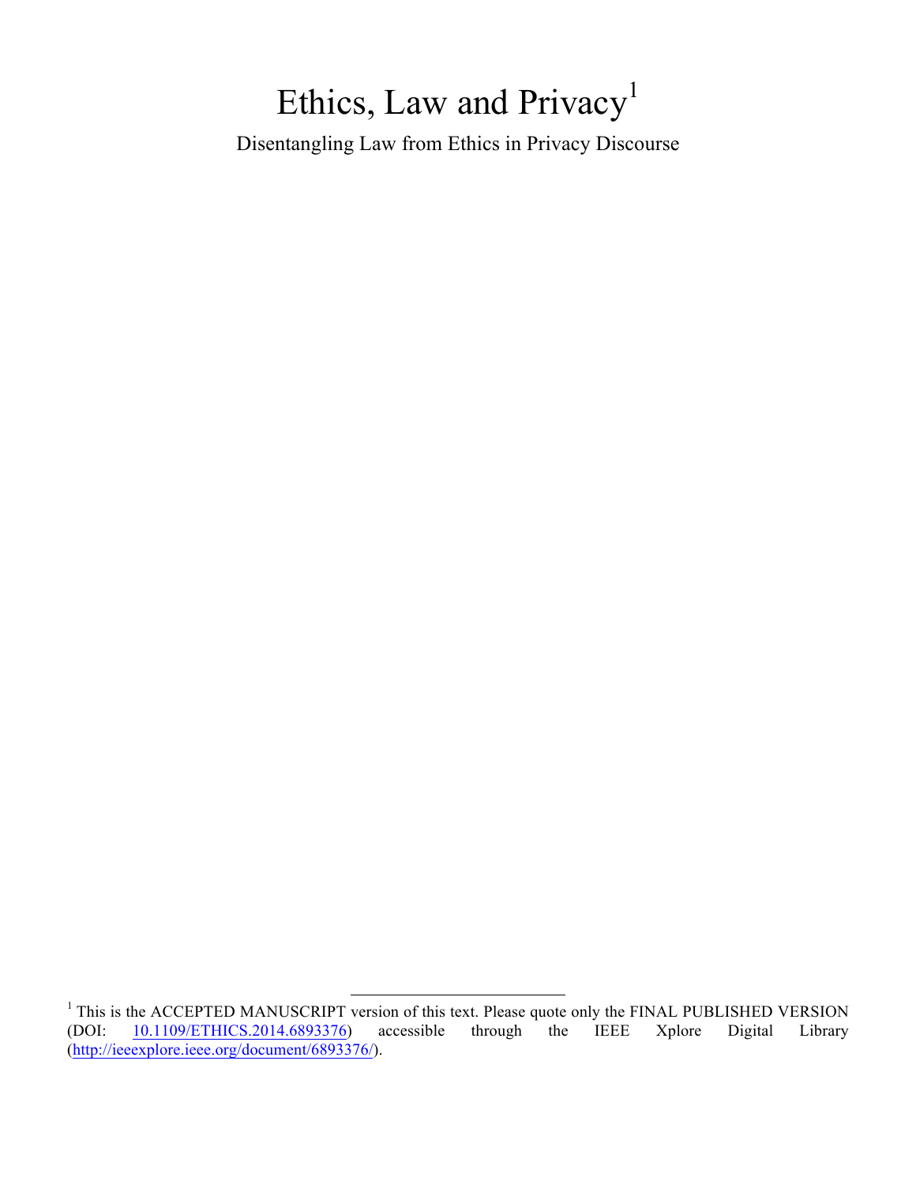# Ethics, Law and Privacy[1]

Disentangling Law from Ethics in Privacy Discourse

---

[1] This is the ACCEPTED MANUSCRIPT version of this text. Please quote only the FINAL PUBLISHED VERSION (DOI: 10.1109/ETHICS.2014.6893376) accessible through the IEEE Xplore Digital Library (http://ieeexplore.ieee.org/document/6893376/).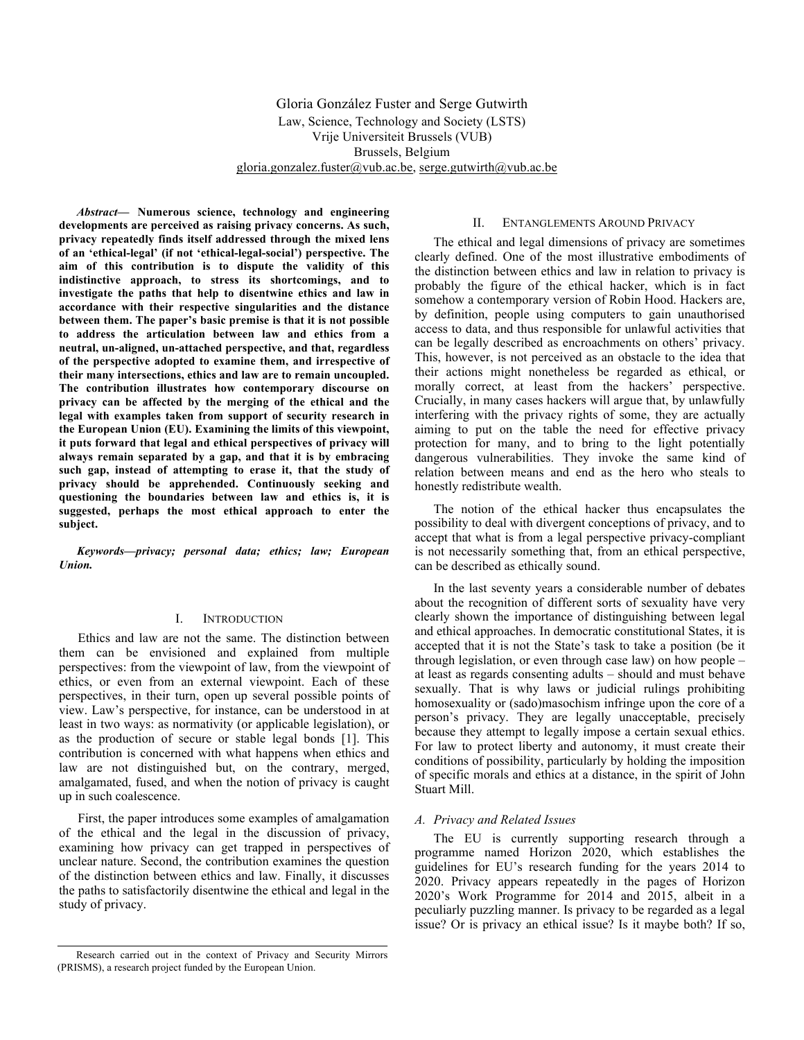Gloria González Fuster and Serge Gutwirth
Law, Science, Technology and Society (LSTS)
Vrije Universiteit Brussels (VUB)
Brussels, Belgium
gloria.gonzalez.fuster@vub.ac.be, serge.gutwirth@vub.ac.be

***Abstract*— Numerous science, technology and engineering developments are perceived as raising privacy concerns. As such, privacy repeatedly finds itself addressed through the mixed lens of an 'ethical-legal' (if not 'ethical-legal-social') perspective. The aim of this contribution is to dispute the validity of this indistinctive approach, to stress its shortcomings, and to investigate the paths that help to disentwine ethics and law in accordance with their respective singularities and the distance between them. The paper's basic premise is that it is not possible to address the articulation between law and ethics from a neutral, un-aligned, un-attached perspective, and that, regardless of the perspective adopted to examine them, and irrespective of their many intersections, ethics and law are to remain uncoupled. The contribution illustrates how contemporary discourse on privacy can be affected by the merging of the ethical and the legal with examples taken from support of security research in the European Union (EU). Examining the limits of this viewpoint, it puts forward that legal and ethical perspectives of privacy will always remain separated by a gap, and that it is by embracing such gap, instead of attempting to erase it, that the study of privacy should be apprehended. Continuously seeking and questioning the boundaries between law and ethics is, it is suggested, perhaps the most ethical approach to enter the subject.**

***Keywords—privacy; personal data; ethics; law; European Union.***

## I. Introduction

Ethics and law are not the same. The distinction between them can be envisioned and explained from multiple perspectives: from the viewpoint of law, from the viewpoint of ethics, or even from an external viewpoint. Each of these perspectives, in their turn, open up several possible points of view. Law's perspective, for instance, can be understood in at least in two ways: as normativity (or applicable legislation), or as the production of secure or stable legal bonds [1]. This contribution is concerned with what happens when ethics and law are not distinguished but, on the contrary, merged, amalgamated, fused, and when the notion of privacy is caught up in such coalescence.

First, the paper introduces some examples of amalgamation of the ethical and the legal in the discussion of privacy, examining how privacy can get trapped in perspectives of unclear nature. Second, the contribution examines the question of the distinction between ethics and law. Finally, it discusses the paths to satisfactorily disentwine the ethical and legal in the study of privacy.

Research carried out in the context of Privacy and Security Mirrors (PRISMS), a research project funded by the European Union.

## II. Entanglements Around Privacy

The ethical and legal dimensions of privacy are sometimes clearly defined. One of the most illustrative embodiments of the distinction between ethics and law in relation to privacy is probably the figure of the ethical hacker, which is in fact somehow a contemporary version of Robin Hood. Hackers are, by definition, people using computers to gain unauthorised access to data, and thus responsible for unlawful activities that can be legally described as encroachments on others' privacy. This, however, is not perceived as an obstacle to the idea that their actions might nonetheless be regarded as ethical, or morally correct, at least from the hackers' perspective. Crucially, in many cases hackers will argue that, by unlawfully interfering with the privacy rights of some, they are actually aiming to put on the table the need for effective privacy protection for many, and to bring to the light potentially dangerous vulnerabilities. They invoke the same kind of relation between means and end as the hero who steals to honestly redistribute wealth.

The notion of the ethical hacker thus encapsulates the possibility to deal with divergent conceptions of privacy, and to accept that what is from a legal perspective privacy-compliant is not necessarily something that, from an ethical perspective, can be described as ethically sound.

In the last seventy years a considerable number of debates about the recognition of different sorts of sexuality have very clearly shown the importance of distinguishing between legal and ethical approaches. In democratic constitutional States, it is accepted that it is not the State's task to take a position (be it through legislation, or even through case law) on how people – at least as regards consenting adults – should and must behave sexually. That is why laws or judicial rulings prohibiting homosexuality or (sado)masochism infringe upon the core of a person's privacy. They are legally unacceptable, precisely because they attempt to legally impose a certain sexual ethics. For law to protect liberty and autonomy, it must create their conditions of possibility, particularly by holding the imposition of specific morals and ethics at a distance, in the spirit of John Stuart Mill.

### *A. Privacy and Related Issues*

The EU is currently supporting research through a programme named Horizon 2020, which establishes the guidelines for EU's research funding for the years 2014 to 2020. Privacy appears repeatedly in the pages of Horizon 2020's Work Programme for 2014 and 2015, albeit in a peculiarly puzzling manner. Is privacy to be regarded as a legal issue? Or is privacy an ethical issue? Is it maybe both? If so,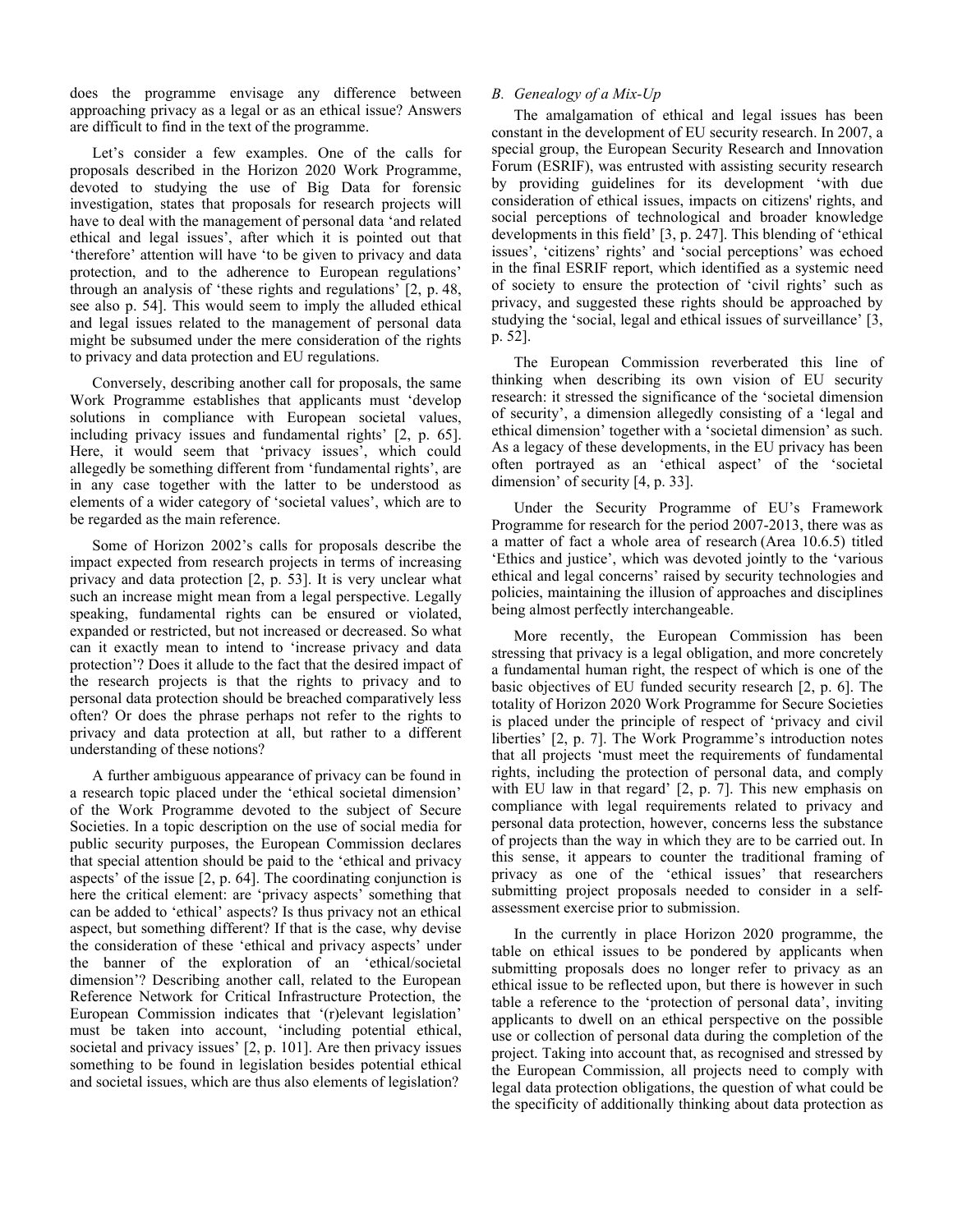does the programme envisage any difference between approaching privacy as a legal or as an ethical issue? Answers are difficult to find in the text of the programme.

Let's consider a few examples. One of the calls for proposals described in the Horizon 2020 Work Programme, devoted to studying the use of Big Data for forensic investigation, states that proposals for research projects will have to deal with the management of personal data 'and related ethical and legal issues', after which it is pointed out that 'therefore' attention will have 'to be given to privacy and data protection, and to the adherence to European regulations' through an analysis of 'these rights and regulations' [2, p. 48, see also p. 54]. This would seem to imply the alluded ethical and legal issues related to the management of personal data might be subsumed under the mere consideration of the rights to privacy and data protection and EU regulations.

Conversely, describing another call for proposals, the same Work Programme establishes that applicants must 'develop solutions in compliance with European societal values, including privacy issues and fundamental rights' [2, p. 65]. Here, it would seem that 'privacy issues', which could allegedly be something different from 'fundamental rights', are in any case together with the latter to be understood as elements of a wider category of 'societal values', which are to be regarded as the main reference.

Some of Horizon 2002's calls for proposals describe the impact expected from research projects in terms of increasing privacy and data protection [2, p. 53]. It is very unclear what such an increase might mean from a legal perspective. Legally speaking, fundamental rights can be ensured or violated, expanded or restricted, but not increased or decreased. So what can it exactly mean to intend to 'increase privacy and data protection'? Does it allude to the fact that the desired impact of the research projects is that the rights to privacy and to personal data protection should be breached comparatively less often? Or does the phrase perhaps not refer to the rights to privacy and data protection at all, but rather to a different understanding of these notions?

A further ambiguous appearance of privacy can be found in a research topic placed under the 'ethical societal dimension' of the Work Programme devoted to the subject of Secure Societies. In a topic description on the use of social media for public security purposes, the European Commission declares that special attention should be paid to the 'ethical and privacy aspects' of the issue [2, p. 64]. The coordinating conjunction is here the critical element: are 'privacy aspects' something that can be added to 'ethical' aspects? Is thus privacy not an ethical aspect, but something different? If that is the case, why devise the consideration of these 'ethical and privacy aspects' under the banner of the exploration of an 'ethical/societal dimension'? Describing another call, related to the European Reference Network for Critical Infrastructure Protection, the European Commission indicates that '(r)elevant legislation' must be taken into account, 'including potential ethical, societal and privacy issues' [2, p. 101]. Are then privacy issues something to be found in legislation besides potential ethical and societal issues, which are thus also elements of legislation?

### *B. Genealogy of a Mix-Up*

The amalgamation of ethical and legal issues has been constant in the development of EU security research. In 2007, a special group, the European Security Research and Innovation Forum (ESRIF), was entrusted with assisting security research by providing guidelines for its development 'with due consideration of ethical issues, impacts on citizens' rights, and social perceptions of technological and broader knowledge developments in this field' [3, p. 247]. This blending of 'ethical issues', 'citizens' rights' and 'social perceptions' was echoed in the final ESRIF report, which identified as a systemic need of society to ensure the protection of 'civil rights' such as privacy, and suggested these rights should be approached by studying the 'social, legal and ethical issues of surveillance' [3, p. 52].

The European Commission reverberated this line of thinking when describing its own vision of EU security research: it stressed the significance of the 'societal dimension of security', a dimension allegedly consisting of a 'legal and ethical dimension' together with a 'societal dimension' as such. As a legacy of these developments, in the EU privacy has been often portrayed as an 'ethical aspect' of the 'societal dimension' of security [4, p. 33].

Under the Security Programme of EU's Framework Programme for research for the period 2007-2013, there was as a matter of fact a whole area of research (Area 10.6.5) titled 'Ethics and justice', which was devoted jointly to the 'various ethical and legal concerns' raised by security technologies and policies, maintaining the illusion of approaches and disciplines being almost perfectly interchangeable.

More recently, the European Commission has been stressing that privacy is a legal obligation, and more concretely a fundamental human right, the respect of which is one of the basic objectives of EU funded security research [2, p. 6]. The totality of Horizon 2020 Work Programme for Secure Societies is placed under the principle of respect of 'privacy and civil liberties' [2, p. 7]. The Work Programme's introduction notes that all projects 'must meet the requirements of fundamental rights, including the protection of personal data, and comply with EU law in that regard' [2, p. 7]. This new emphasis on compliance with legal requirements related to privacy and personal data protection, however, concerns less the substance of projects than the way in which they are to be carried out. In this sense, it appears to counter the traditional framing of privacy as one of the 'ethical issues' that researchers submitting project proposals needed to consider in a self-assessment exercise prior to submission.

In the currently in place Horizon 2020 programme, the table on ethical issues to be pondered by applicants when submitting proposals does no longer refer to privacy as an ethical issue to be reflected upon, but there is however in such table a reference to the 'protection of personal data', inviting applicants to dwell on an ethical perspective on the possible use or collection of personal data during the completion of the project. Taking into account that, as recognised and stressed by the European Commission, all projects need to comply with legal data protection obligations, the question of what could be the specificity of additionally thinking about data protection as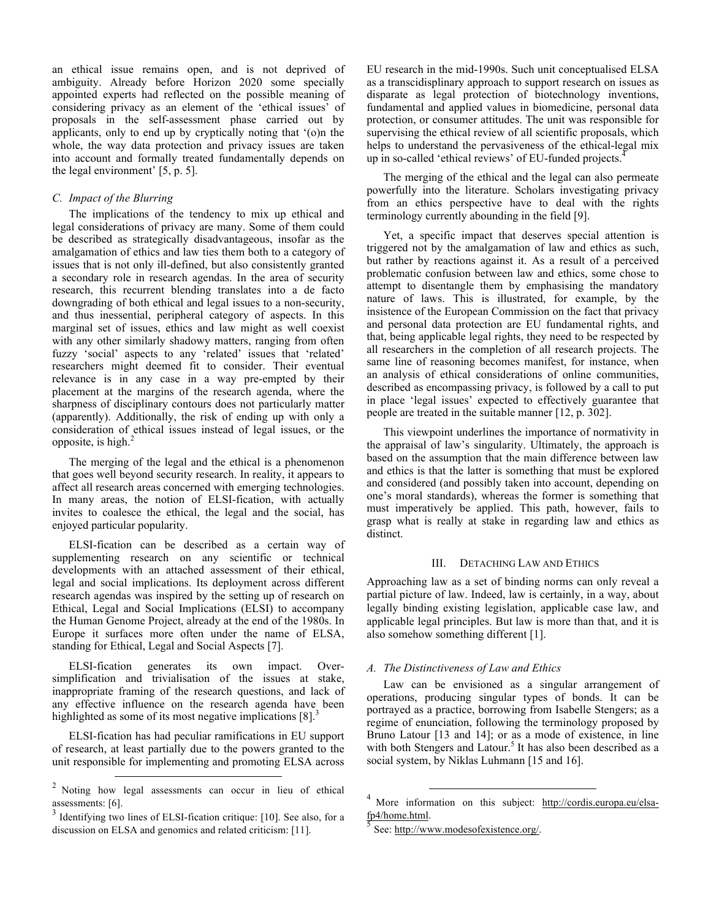an ethical issue remains open, and is not deprived of ambiguity. Already before Horizon 2020 some specially appointed experts had reflected on the possible meaning of considering privacy as an element of the 'ethical issues' of proposals in the self-assessment phase carried out by applicants, only to end up by cryptically noting that '(o)n the whole, the way data protection and privacy issues are taken into account and formally treated fundamentally depends on the legal environment' [5, p. 5].

### *C. Impact of the Blurring*

The implications of the tendency to mix up ethical and legal considerations of privacy are many. Some of them could be described as strategically disadvantageous, insofar as the amalgamation of ethics and law ties them both to a category of issues that is not only ill-defined, but also consistently granted a secondary role in research agendas. In the area of security research, this recurrent blending translates into a de facto downgrading of both ethical and legal issues to a non-security, and thus inessential, peripheral category of aspects. In this marginal set of issues, ethics and law might as well coexist with any other similarly shadowy matters, ranging from often fuzzy 'social' aspects to any 'related' issues that 'related' researchers might deemed fit to consider. Their eventual relevance is in any case in a way pre-empted by their placement at the margins of the research agenda, where the sharpness of disciplinary contours does not particularly matter (apparently). Additionally, the risk of ending up with only a consideration of ethical issues instead of legal issues, or the opposite, is high.[2]

The merging of the legal and the ethical is a phenomenon that goes well beyond security research. In reality, it appears to affect all research areas concerned with emerging technologies. In many areas, the notion of ELSI-fication, with actually invites to coalesce the ethical, the legal and the social, has enjoyed particular popularity.

ELSI-fication can be described as a certain way of supplementing research on any scientific or technical developments with an attached assessment of their ethical, legal and social implications. Its deployment across different research agendas was inspired by the setting up of research on Ethical, Legal and Social Implications (ELSI) to accompany the Human Genome Project, already at the end of the 1980s. In Europe it surfaces more often under the name of ELSA, standing for Ethical, Legal and Social Aspects [7].

ELSI-fication generates its own impact. Over-simplification and trivialisation of the issues at stake, inappropriate framing of the research questions, and lack of any effective influence on the research agenda have been highlighted as some of its most negative implications [8].[3]

ELSI-fication has had peculiar ramifications in EU support of research, at least partially due to the powers granted to the unit responsible for implementing and promoting ELSA across EU research in the mid-1990s. Such unit conceptualised ELSA as a transcidisplinary approach to support research on issues as disparate as legal protection of biotechnology inventions, fundamental and applied values in biomedicine, personal data protection, or consumer attitudes. The unit was responsible for supervising the ethical review of all scientific proposals, which helps to understand the pervasiveness of the ethical-legal mix up in so-called 'ethical reviews' of EU-funded projects.[4]

The merging of the ethical and the legal can also permeate powerfully into the literature. Scholars investigating privacy from an ethics perspective have to deal with the rights terminology currently abounding in the field [9].

Yet, a specific impact that deserves special attention is triggered not by the amalgamation of law and ethics as such, but rather by reactions against it. As a result of a perceived problematic confusion between law and ethics, some chose to attempt to disentangle them by emphasising the mandatory nature of laws. This is illustrated, for example, by the insistence of the European Commission on the fact that privacy and personal data protection are EU fundamental rights, and that, being applicable legal rights, they need to be respected by all researchers in the completion of all research projects. The same line of reasoning becomes manifest, for instance, when an analysis of ethical considerations of online communities, described as encompassing privacy, is followed by a call to put in place 'legal issues' expected to effectively guarantee that people are treated in the suitable manner [12, p. 302].

This viewpoint underlines the importance of normativity in the appraisal of law's singularity. Ultimately, the approach is based on the assumption that the main difference between law and ethics is that the latter is something that must be explored and considered (and possibly taken into account, depending on one's moral standards), whereas the former is something that must imperatively be applied. This path, however, fails to grasp what is really at stake in regarding law and ethics as distinct.

## III. DETACHING LAW AND ETHICS

Approaching law as a set of binding norms can only reveal a partial picture of law. Indeed, law is certainly, in a way, about legally binding existing legislation, applicable case law, and applicable legal principles. But law is more than that, and it is also somehow something different [1].

### *A. The Distinctiveness of Law and Ethics*

Law can be envisioned as a singular arrangement of operations, producing singular types of bonds. It can be portrayed as a practice, borrowing from Isabelle Stengers; as a regime of enunciation, following the terminology proposed by Bruno Latour [13 and 14]; or as a mode of existence, in line with both Stengers and Latour.[5] It has also been described as a social system, by Niklas Luhmann [15 and 16].

---

[2] Noting how legal assessments can occur in lieu of ethical assessments: [6].

[3] Identifying two lines of ELSI-fication critique: [10]. See also, for a discussion on ELSA and genomics and related criticism: [11].

[4] More information on this subject: http://cordis.europa.eu/elsa-fp4/home.html.

[5] See: http://www.modesofexistence.org/.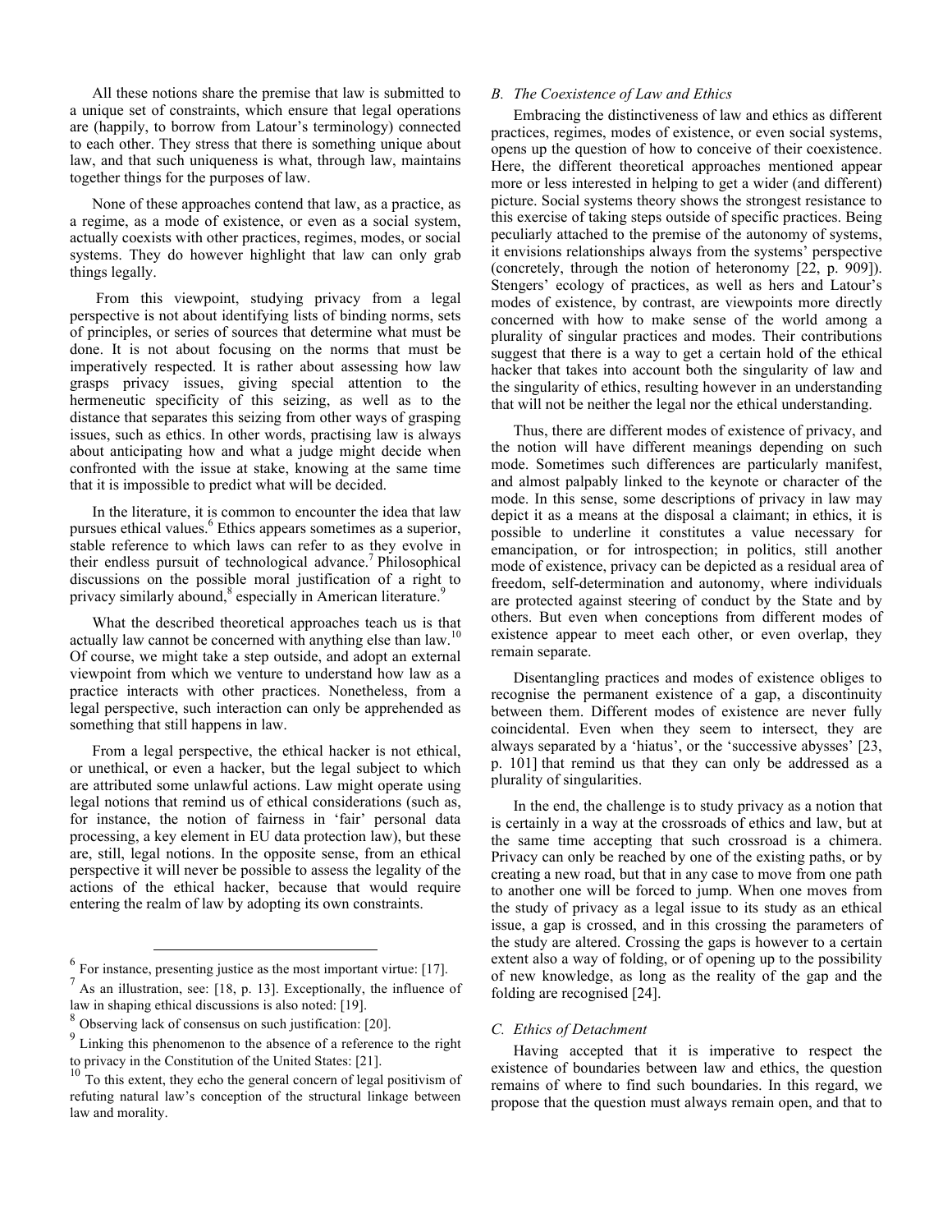All these notions share the premise that law is submitted to a unique set of constraints, which ensure that legal operations are (happily, to borrow from Latour's terminology) connected to each other. They stress that there is something unique about law, and that such uniqueness is what, through law, maintains together things for the purposes of law.

None of these approaches contend that law, as a practice, as a regime, as a mode of existence, or even as a social system, actually coexists with other practices, regimes, modes, or social systems. They do however highlight that law can only grab things legally.

From this viewpoint, studying privacy from a legal perspective is not about identifying lists of binding norms, sets of principles, or series of sources that determine what must be done. It is not about focusing on the norms that must be imperatively respected. It is rather about assessing how law grasps privacy issues, giving special attention to the hermeneutic specificity of this seizing, as well as to the distance that separates this seizing from other ways of grasping issues, such as ethics. In other words, practising law is always about anticipating how and what a judge might decide when confronted with the issue at stake, knowing at the same time that it is impossible to predict what will be decided.

In the literature, it is common to encounter the idea that law pursues ethical values.[6] Ethics appears sometimes as a superior, stable reference to which laws can refer to as they evolve in their endless pursuit of technological advance.[7] Philosophical discussions on the possible moral justification of a right to privacy similarly abound,[8] especially in American literature.[9]

What the described theoretical approaches teach us is that actually law cannot be concerned with anything else than law.[10] Of course, we might take a step outside, and adopt an external viewpoint from which we venture to understand how law as a practice interacts with other practices. Nonetheless, from a legal perspective, such interaction can only be apprehended as something that still happens in law.

From a legal perspective, the ethical hacker is not ethical, or unethical, or even a hacker, but the legal subject to which are attributed some unlawful actions. Law might operate using legal notions that remind us of ethical considerations (such as, for instance, the notion of fairness in 'fair' personal data processing, a key element in EU data protection law), but these are, still, legal notions. In the opposite sense, from an ethical perspective it will never be possible to assess the legality of the actions of the ethical hacker, because that would require entering the realm of law by adopting its own constraints.

[6] For instance, presenting justice as the most important virtue: [17].

[7] As an illustration, see: [18, p. 13]. Exceptionally, the influence of law in shaping ethical discussions is also noted: [19].

[8] Observing lack of consensus on such justification: [20].

[9] Linking this phenomenon to the absence of a reference to the right to privacy in the Constitution of the United States: [21].

[10] To this extent, they echo the general concern of legal positivism of refuting natural law's conception of the structural linkage between law and morality.

### *B. The Coexistence of Law and Ethics*

Embracing the distinctiveness of law and ethics as different practices, regimes, modes of existence, or even social systems, opens up the question of how to conceive of their coexistence. Here, the different theoretical approaches mentioned appear more or less interested in helping to get a wider (and different) picture. Social systems theory shows the strongest resistance to this exercise of taking steps outside of specific practices. Being peculiarly attached to the premise of the autonomy of systems, it envisions relationships always from the systems' perspective (concretely, through the notion of heteronomy [22, p. 909]). Stengers' ecology of practices, as well as hers and Latour's modes of existence, by contrast, are viewpoints more directly concerned with how to make sense of the world among a plurality of singular practices and modes. Their contributions suggest that there is a way to get a certain hold of the ethical hacker that takes into account both the singularity of law and the singularity of ethics, resulting however in an understanding that will not be neither the legal nor the ethical understanding.

Thus, there are different modes of existence of privacy, and the notion will have different meanings depending on such mode. Sometimes such differences are particularly manifest, and almost palpably linked to the keynote or character of the mode. In this sense, some descriptions of privacy in law may depict it as a means at the disposal a claimant; in ethics, it is possible to underline it constitutes a value necessary for emancipation, or for introspection; in politics, still another mode of existence, privacy can be depicted as a residual area of freedom, self-determination and autonomy, where individuals are protected against steering of conduct by the State and by others. But even when conceptions from different modes of existence appear to meet each other, or even overlap, they remain separate.

Disentangling practices and modes of existence obliges to recognise the permanent existence of a gap, a discontinuity between them. Different modes of existence are never fully coincidental. Even when they seem to intersect, they are always separated by a 'hiatus', or the 'successive abysses' [23, p. 101] that remind us that they can only be addressed as a plurality of singularities.

In the end, the challenge is to study privacy as a notion that is certainly in a way at the crossroads of ethics and law, but at the same time accepting that such crossroad is a chimera. Privacy can only be reached by one of the existing paths, or by creating a new road, but that in any case to move from one path to another one will be forced to jump. When one moves from the study of privacy as a legal issue to its study as an ethical issue, a gap is crossed, and in this crossing the parameters of the study are altered. Crossing the gaps is however to a certain extent also a way of folding, or of opening up to the possibility of new knowledge, as long as the reality of the gap and the folding are recognised [24].

### *C. Ethics of Detachment*

Having accepted that it is imperative to respect the existence of boundaries between law and ethics, the question remains of where to find such boundaries. In this regard, we propose that the question must always remain open, and that to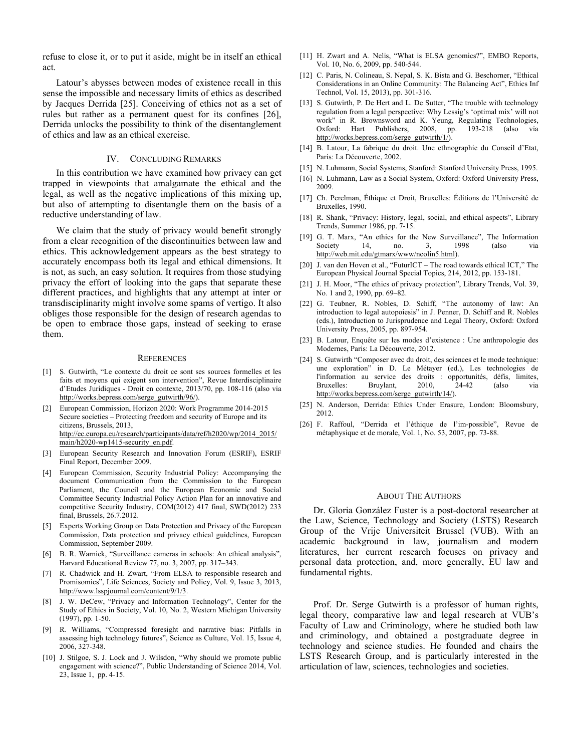refuse to close it, or to put it aside, might be in itself an ethical act.

Latour's abysses between modes of existence recall in this sense the impossible and necessary limits of ethics as described by Jacques Derrida [25]. Conceiving of ethics not as a set of rules but rather as a permanent quest for its confines [26], Derrida unlocks the possibility to think of the disentanglement of ethics and law as an ethical exercise.

## IV. Concluding Remarks

In this contribution we have examined how privacy can get trapped in viewpoints that amalgamate the ethical and the legal, as well as the negative implications of this mixing up, but also of attempting to disentangle them on the basis of a reductive understanding of law.

We claim that the study of privacy would benefit strongly from a clear recognition of the discontinuities between law and ethics. This acknowledgement appears as the best strategy to accurately encompass both its legal and ethical dimensions. It is not, as such, an easy solution. It requires from those studying privacy the effort of looking into the gaps that separate these different practices, and highlights that any attempt at inter or transdisciplinarity might involve some spams of vertigo. It also obliges those responsible for the design of research agendas to be open to embrace those gaps, instead of seeking to erase them.

## References

[1] S. Gutwirth, "Le contexte du droit ce sont ses sources formelles et les faits et moyens qui exigent son intervention", Revue Interdisciplinaire d'Etudes Juridiques - Droit en contexte, 2013/70, pp. 108-116 (also via http://works.bepress.com/serge_gutwirth/96/).

[2] European Commission, Horizon 2020: Work Programme 2014-2015 Secure societies – Protecting freedom and security of Europe and its citizens, Brussels, 2013, http://ec.europa.eu/research/participants/data/ref/h2020/wp/2014_2015/main/h2020-wp1415-security_en.pdf.

[3] European Security Research and Innovation Forum (ESRIF), ESRIF Final Report, December 2009.

[4] European Commission, Security Industrial Policy: Accompanying the document Communication from the Commission to the European Parliament, the Council and the European Economic and Social Committee Security Industrial Policy Action Plan for an innovative and competitive Security Industry, COM(2012) 417 final, SWD(2012) 233 final, Brussels, 26.7.2012.

[5] Experts Working Group on Data Protection and Privacy of the European Commission, Data protection and privacy ethical guidelines, European Commission, September 2009.

[6] B. R. Warnick, "Surveillance cameras in schools: An ethical analysis", Harvard Educational Review 77, no. 3, 2007, pp. 317–343.

[7] R. Chadwick and H. Zwart, "From ELSA to responsible research and Promisomics", Life Sciences, Society and Policy, Vol. 9, Issue 3, 2013, http://www.lsspjournal.com/content/9/1/3.

[8] J. W. DeCew, "Privacy and Information Technology", Center for the Study of Ethics in Society, Vol. 10, No. 2, Western Michigan University (1997), pp. 1-50.

[9] R. Williams, "Compressed foresight and narrative bias: Pitfalls in assessing high technology futures", Science as Culture, Vol. 15, Issue 4, 2006, 327-348.

[10] J. Stilgoe, S. J. Lock and J. Wilsdon, "Why should we promote public engagement with science?", Public Understanding of Science 2014, Vol. 23, Issue 1, pp. 4-15.

[11] H. Zwart and A. Nelis, "What is ELSA genomics?", EMBO Reports, Vol. 10, No. 6, 2009, pp. 540-544.

[12] C. Paris, N. Colineau, S. Nepal, S. K. Bista and G. Beschorner, "Ethical Considerations in an Online Community: The Balancing Act", Ethics Inf Technol, Vol. 15, 2013), pp. 301-316.

[13] S. Gutwirth, P. De Hert and L. De Sutter, "The trouble with technology regulation from a legal perspective: Why Lessig's 'optimal mix' will not work" in R. Brownsword and K. Yeung, Regulating Technologies, Oxford: Hart Publishers, 2008, pp. 193-218 (also via http://works.bepress.com/serge_gutwirth/1/).

[14] B. Latour, La fabrique du droit. Une ethnographie du Conseil d'Etat, Paris: La Découverte, 2002.

[15] N. Luhmann, Social Systems, Stanford: Stanford University Press, 1995.

[16] N. Luhmann, Law as a Social System, Oxford: Oxford University Press, 2009.

[17] Ch. Perelman, Éthique et Droit, Bruxelles: Éditions de l'Université de Bruxelles, 1990.

[18] R. Shank, "Privacy: History, legal, social, and ethical aspects", Library Trends, Summer 1986, pp. 7-15.

[19] G. T. Marx, "An ethics for the New Surveillance", The Information Society 14, no. 3, 1998 (also via http://web.mit.edu/gtmarx/www/ncolin5.html).

[20] J. van den Hoven et al., "FuturICT – The road towards ethical ICT," The European Physical Journal Special Topics, 214, 2012, pp. 153-181.

[21] J. H. Moor, "The ethics of privacy protection", Library Trends, Vol. 39, No. 1 and 2, 1990, pp. 69–82.

[22] G. Teubner, R. Nobles, D. Schiff, "The autonomy of law: An introduction to legal autopoiesis" in J. Penner, D. Schiff and R. Nobles (eds.), Introduction to Jurisprudence and Legal Theory, Oxford: Oxford University Press, 2005, pp. 897-954.

[23] B. Latour, Enquête sur les modes d'existence : Une anthropologie des Modernes, Paris: La Découverte, 2012.

[24] S. Gutwirth "Composer avec du droit, des sciences et le mode technique: une exploration" in D. Le Métayer (ed.), Les technologies de l'information au service des droits : opportunités, défis, limites, Bruxelles: Bruylant, 2010, 24-42 (also via http://works.bepress.com/serge_gutwirth/14/).

[25] N. Anderson, Derrida: Ethics Under Erasure, London: Bloomsbury, 2012.

[26] F. Raffoul, "Derrida et l'éthique de l'im-possible", Revue de métaphysique et de morale, Vol. 1, No. 53, 2007, pp. 73-88.

## About The Authors

Dr. Gloria González Fuster is a post-doctoral researcher at the Law, Science, Technology and Society (LSTS) Research Group of the Vrije Universiteit Brussel (VUB). With an academic background in law, journalism and modern literatures, her current research focuses on privacy and personal data protection, and, more generally, EU law and fundamental rights.

Prof. Dr. Serge Gutwirth is a professor of human rights, legal theory, comparative law and legal research at VUB's Faculty of Law and Criminology, where he studied both law and criminology, and obtained a postgraduate degree in technology and science studies. He founded and chairs the LSTS Research Group, and is particularly interested in the articulation of law, sciences, technologies and societies.